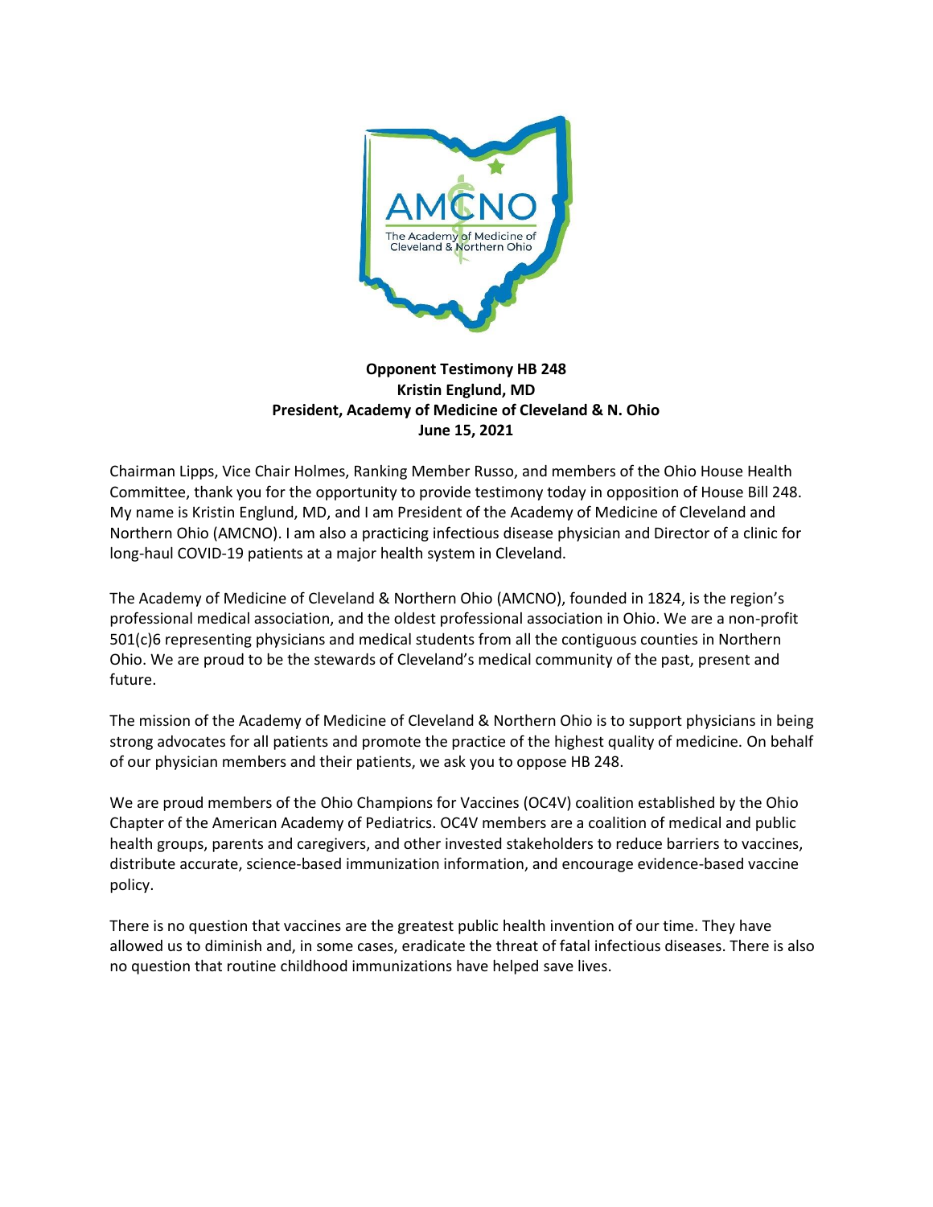**Opponent Testimony HB 248**
**Kristin Englund, MD**
**President, Academy of Medicine of Cleveland & N. Ohio**
**June 15, 2021**

Chairman Lipps, Vice Chair Holmes, Ranking Member Russo, and members of the Ohio House Health Committee, thank you for the opportunity to provide testimony today in opposition of House Bill 248. My name is Kristin Englund, MD, and I am President of the Academy of Medicine of Cleveland and Northern Ohio (AMCNO). I am also a practicing infectious disease physician and Director of a clinic for long-haul COVID-19 patients at a major health system in Cleveland.

The Academy of Medicine of Cleveland & Northern Ohio (AMCNO), founded in 1824, is the region's professional medical association, and the oldest professional association in Ohio. We are a non-profit 501(c)6 representing physicians and medical students from all the contiguous counties in Northern Ohio. We are proud to be the stewards of Cleveland's medical community of the past, present and future.

The mission of the Academy of Medicine of Cleveland & Northern Ohio is to support physicians in being strong advocates for all patients and promote the practice of the highest quality of medicine. On behalf of our physician members and their patients, we ask you to oppose HB 248.

We are proud members of the Ohio Champions for Vaccines (OC4V) coalition established by the Ohio Chapter of the American Academy of Pediatrics. OC4V members are a coalition of medical and public health groups, parents and caregivers, and other invested stakeholders to reduce barriers to vaccines, distribute accurate, science-based immunization information, and encourage evidence-based vaccine policy.

There is no question that vaccines are the greatest public health invention of our time. They have allowed us to diminish and, in some cases, eradicate the threat of fatal infectious diseases. There is also no question that routine childhood immunizations have helped save lives.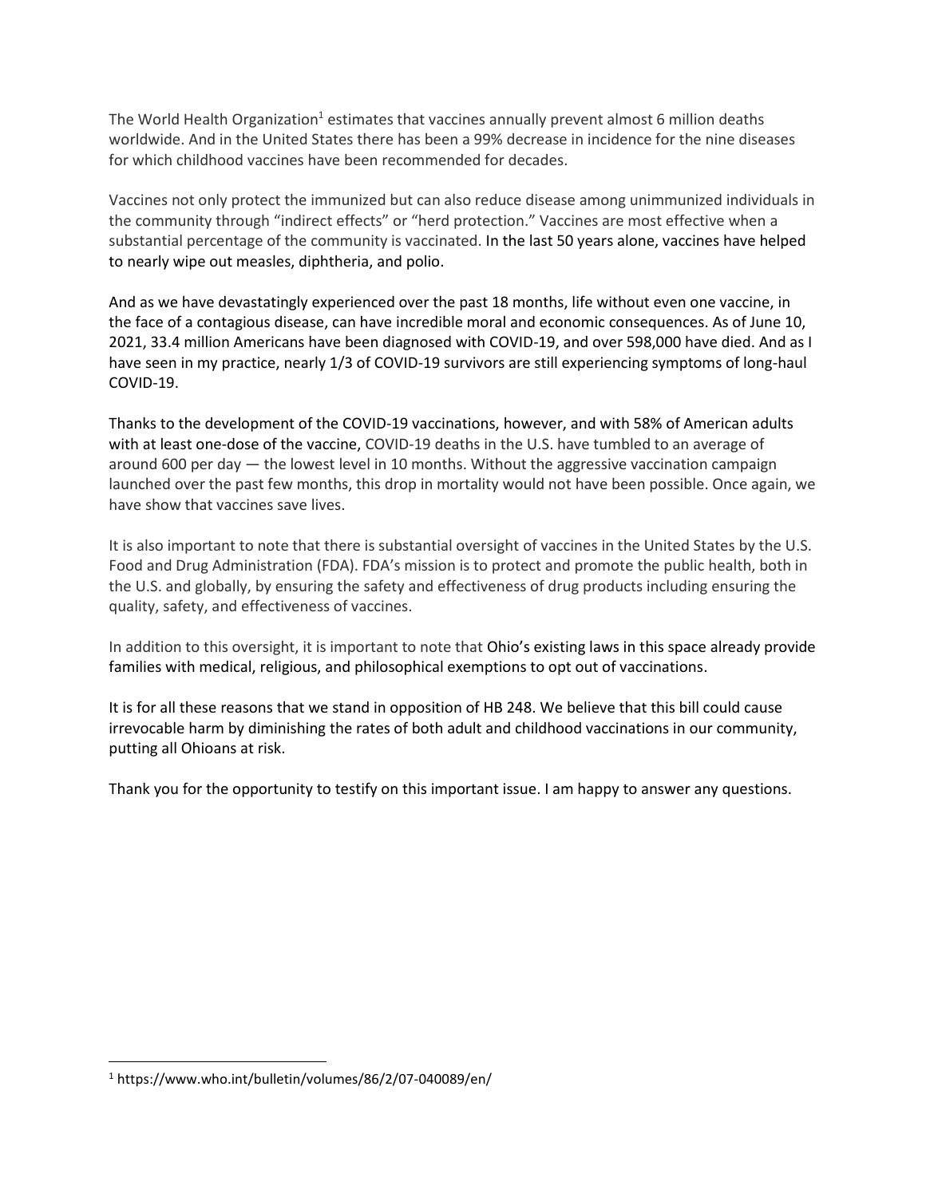The World Health Organization[1] estimates that vaccines annually prevent almost 6 million deaths worldwide. And in the United States there has been a 99% decrease in incidence for the nine diseases for which childhood vaccines have been recommended for decades.

Vaccines not only protect the immunized but can also reduce disease among unimmunized individuals in the community through "indirect effects" or "herd protection." Vaccines are most effective when a substantial percentage of the community is vaccinated. In the last 50 years alone, vaccines have helped to nearly wipe out measles, diphtheria, and polio.

And as we have devastatingly experienced over the past 18 months, life without even one vaccine, in the face of a contagious disease, can have incredible moral and economic consequences. As of June 10, 2021, 33.4 million Americans have been diagnosed with COVID-19, and over 598,000 have died. And as I have seen in my practice, nearly 1/3 of COVID-19 survivors are still experiencing symptoms of long-haul COVID-19.

Thanks to the development of the COVID-19 vaccinations, however, and with 58% of American adults with at least one-dose of the vaccine, COVID-19 deaths in the U.S. have tumbled to an average of around 600 per day — the lowest level in 10 months. Without the aggressive vaccination campaign launched over the past few months, this drop in mortality would not have been possible. Once again, we have show that vaccines save lives.

It is also important to note that there is substantial oversight of vaccines in the United States by the U.S. Food and Drug Administration (FDA). FDA's mission is to protect and promote the public health, both in the U.S. and globally, by ensuring the safety and effectiveness of drug products including ensuring the quality, safety, and effectiveness of vaccines.

In addition to this oversight, it is important to note that Ohio's existing laws in this space already provide families with medical, religious, and philosophical exemptions to opt out of vaccinations.

It is for all these reasons that we stand in opposition of HB 248. We believe that this bill could cause irrevocable harm by diminishing the rates of both adult and childhood vaccinations in our community, putting all Ohioans at risk.

Thank you for the opportunity to testify on this important issue. I am happy to answer any questions.

---

[1] https://www.who.int/bulletin/volumes/86/2/07-040089/en/